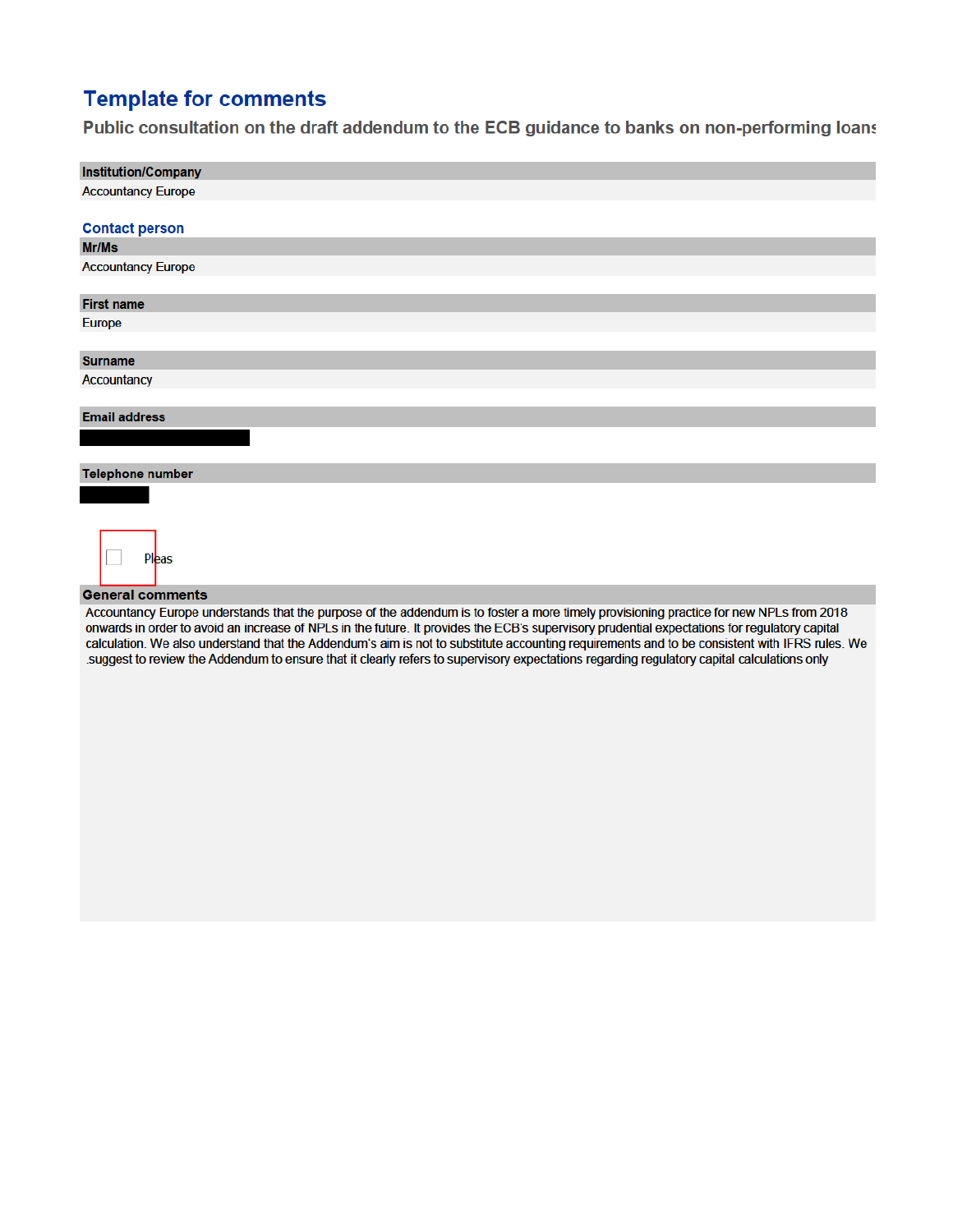# Template for comments

## Public consultation on the draft addendum to the ECB guidance to banks on non-performing loans

**Institution/Company**

Accountancy Europe

### Contact person

**Mr/Ms**

Accountancy Europe

**First name**

Europe

**Surname**

Accountancy

**Email address**

**Telephone number**

☐ Pleas

**General comments**

Accountancy Europe understands that the purpose of the addendum is to foster a more timely provisioning practice for new NPLs from 2018 onwards in order to avoid an increase of NPLs in the future. It provides the ECB's supervisory prudential expectations for regulatory capital calculation. We also understand that the Addendum's aim is not to substitute accounting requirements and to be consistent with IFRS rules. We .suggest to review the Addendum to ensure that it clearly refers to supervisory expectations regarding regulatory capital calculations only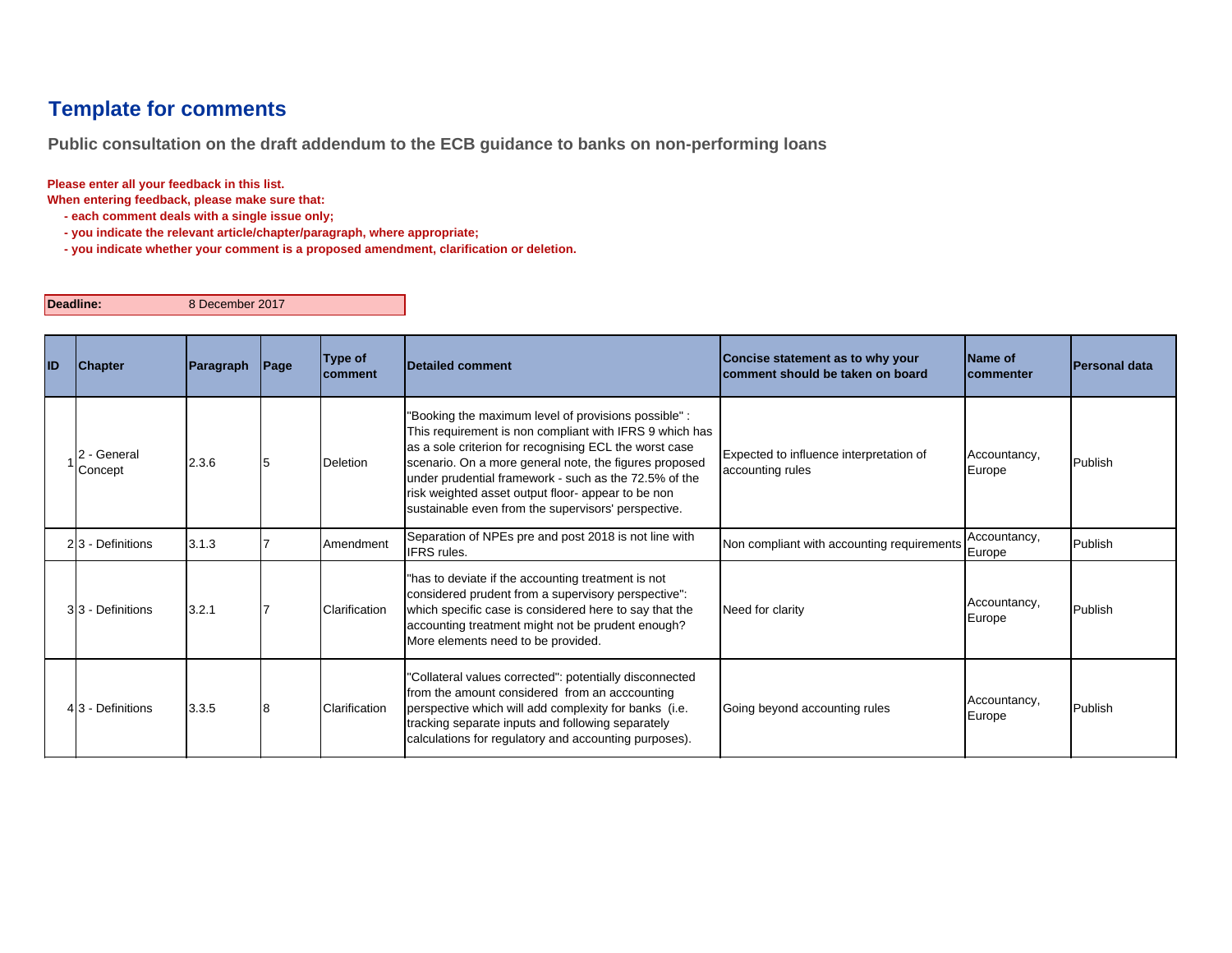# Template for comments

## Public consultation on the draft addendum to the ECB guidance to banks on non-performing loans

**Please enter all your feedback in this list.**
**When entering feedback, please make sure that:**
- **each comment deals with a single issue only;**
- **you indicate the relevant article/chapter/paragraph, where appropriate;**
- **you indicate whether your comment is a proposed amendment, clarification or deletion.**

**Deadline:** 8 December 2017

| ID | Chapter | Paragraph | Page | Type of comment | Detailed comment | Concise statement as to why your comment should be taken on board | Name of commenter | Personal data |
|---|---|---|---|---|---|---|---|---|
| 1 | 2 - General Concept | 2.3.6 | 5 | Deletion | "Booking the maximum level of provisions possible" : This requirement is non compliant with IFRS 9 which has as a sole criterion for recognising ECL the worst case scenario. On a more general note, the figures proposed under prudential framework - such as the 72.5% of the risk weighted asset output floor- appear to be non sustainable even from the supervisors' perspective. | Expected to influence interpretation of accounting rules | Accountancy, Europe | Publish |
| 2 | 3 - Definitions | 3.1.3 | 7 | Amendment | Separation of NPEs pre and post 2018 is not line with IFRS rules. | Non compliant with accounting requirements | Accountancy, Europe | Publish |
| 3 | 3 - Definitions | 3.2.1 | 7 | Clarification | "has to deviate if the accounting treatment is not considered prudent from a supervisory perspective": which specific case is considered here to say that the accounting treatment might not be prudent enough? More elements need to be provided. | Need for clarity | Accountancy, Europe | Publish |
| 4 | 3 - Definitions | 3.3.5 | 8 | Clarification | "Collateral values corrected": potentially disconnected from the amount considered from an acccounting perspective which will add complexity for banks (i.e. tracking separate inputs and following separately calculations for regulatory and accounting purposes). | Going beyond accounting rules | Accountancy, Europe | Publish |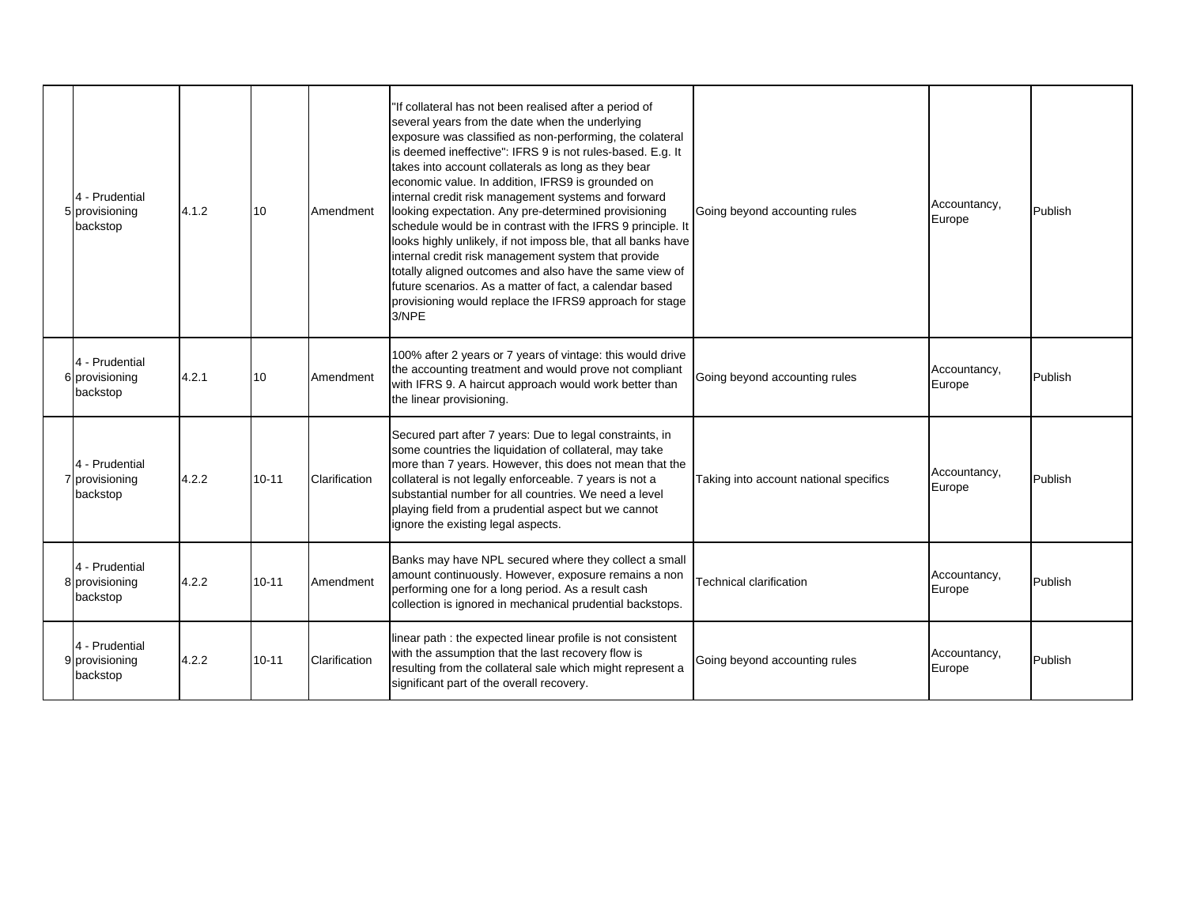| | | | | | | | | |
|---|---|---|---|---|---|---|---|---|
| 5 | 4 - Prudential provisioning backstop | 4.1.2 | 10 | Amendment | "If collateral has not been realised after a period of several years from the date when the underlying exposure was classified as non-performing, the colateral is deemed ineffective": IFRS 9 is not rules-based. E.g. It takes into account collaterals as long as they bear economic value. In addition, IFRS9 is grounded on internal credit risk management systems and forward looking expectation. Any pre-determined provisioning schedule would be in contrast with the IFRS 9 principle. It looks highly unlikely, if not imposs ble, that all banks have internal credit risk management system that provide totally aligned outcomes and also have the same view of future scenarios. As a matter of fact, a calendar based provisioning would replace the IFRS9 approach for stage 3/NPE | Going beyond accounting rules | Accountancy, Europe | Publish |
| 6 | 4 - Prudential provisioning backstop | 4.2.1 | 10 | Amendment | 100% after 2 years or 7 years of vintage: this would drive the accounting treatment and would prove not compliant with IFRS 9. A haircut approach would work better than the linear provisioning. | Going beyond accounting rules | Accountancy, Europe | Publish |
| 7 | 4 - Prudential provisioning backstop | 4.2.2 | 10-11 | Clarification | Secured part after 7 years: Due to legal constraints, in some countries the liquidation of collateral, may take more than 7 years. However, this does not mean that the collateral is not legally enforceable. 7 years is not a substantial number for all countries. We need a level playing field from a prudential aspect but we cannot ignore the existing legal aspects. | Taking into account national specifics | Accountancy, Europe | Publish |
| 8 | 4 - Prudential provisioning backstop | 4.2.2 | 10-11 | Amendment | Banks may have NPL secured where they collect a small amount continuously. However, exposure remains a non performing one for a long period. As a result cash collection is ignored in mechanical prudential backstops. | Technical clarification | Accountancy, Europe | Publish |
| 9 | 4 - Prudential provisioning backstop | 4.2.2 | 10-11 | Clarification | linear path : the expected linear profile is not consistent with the assumption that the last recovery flow is resulting from the collateral sale which might represent a significant part of the overall recovery. | Going beyond accounting rules | Accountancy, Europe | Publish |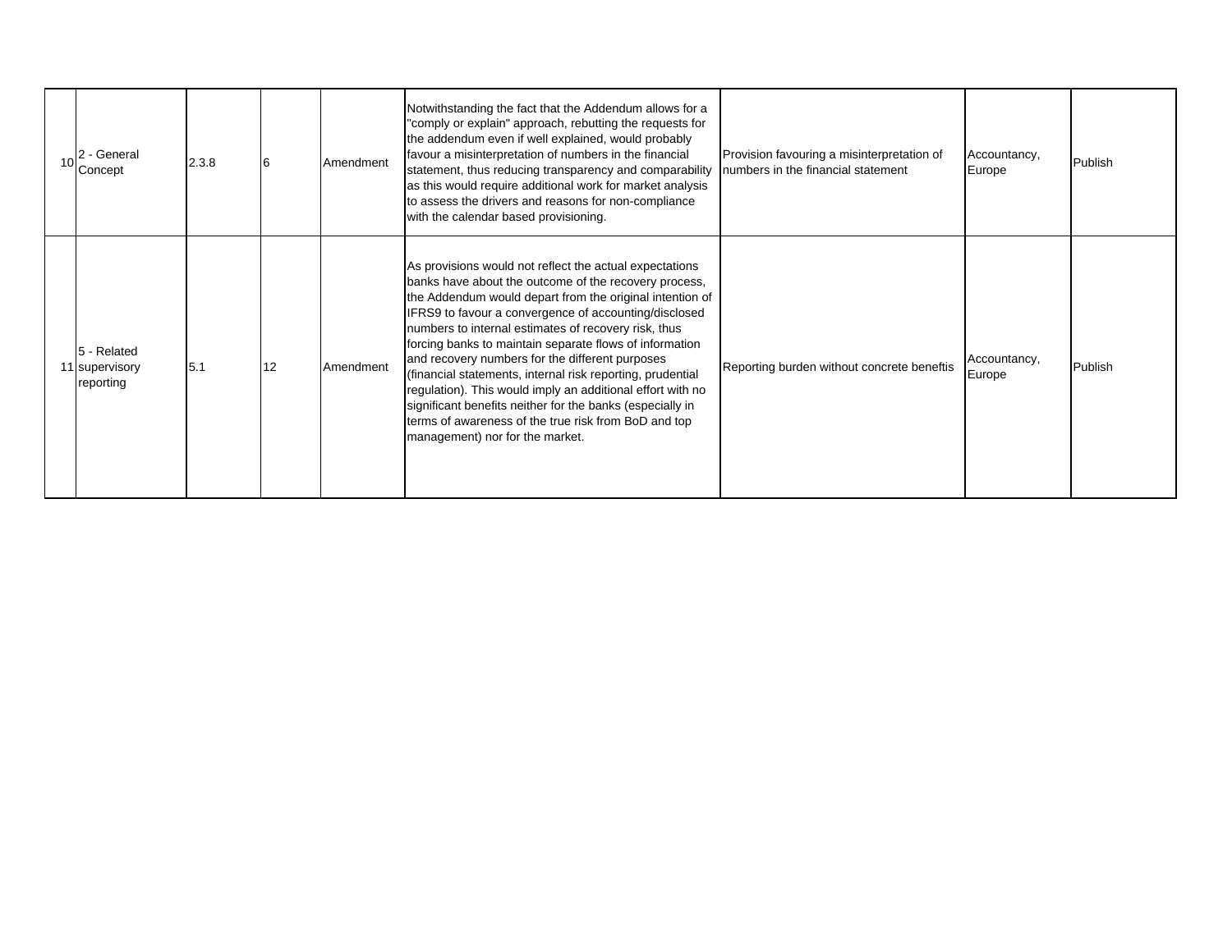| | | | | | | | | |
|---|---|---|---|---|---|---|---|---|
| 10 | 2 - General Concept | 2.3.8 | 6 | Amendment | Notwithstanding the fact that the Addendum allows for a "comply or explain" approach, rebutting the requests for the addendum even if well explained, would probably favour a misinterpretation of numbers in the financial statement, thus reducing transparency and comparability as this would require additional work for market analysis to assess the drivers and reasons for non-compliance with the calendar based provisioning. | Provision favouring a misinterpretation of numbers in the financial statement | Accountancy, Europe | Publish |
| 11 | 5 - Related supervisory reporting | 5.1 | 12 | Amendment | As provisions would not reflect the actual expectations banks have about the outcome of the recovery process, the Addendum would depart from the original intention of IFRS9 to favour a convergence of accounting/disclosed numbers to internal estimates of recovery risk, thus forcing banks to maintain separate flows of information and recovery numbers for the different purposes (financial statements, internal risk reporting, prudential regulation). This would imply an additional effort with no significant benefits neither for the banks (especially in terms of awareness of the true risk from BoD and top management) nor for the market. | Reporting burden without concrete beneftis | Accountancy, Europe | Publish |